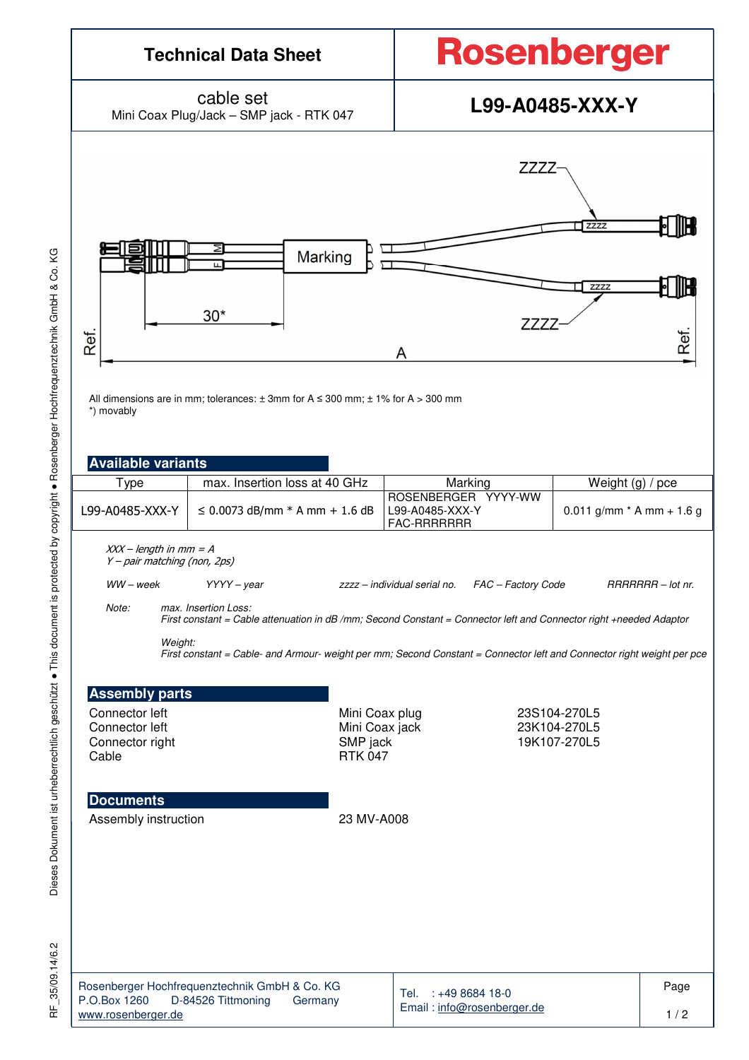# Technical Data Sheet

**Rosenberger**

cable set
Mini Coax Plug/Jack – SMP jack - RTK 047

**L99-A0485-XXX-Y**

ZZZZ

Marking

30*

ZZZZ

Ref.

A

Ref.

All dimensions are in mm; tolerances: ± 3mm for A ≤ 300 mm; ± 1% for A > 300 mm
*) movably

## Available variants

| Type | max. Insertion loss at 40 GHz | Marking | Weight (g) / pce |
|---|---|---|---|
| L99-A0485-XXX-Y | ≤ 0.0073 dB/mm * A mm + 1.6 dB | ROSENBERGER YYYY-WW<br>L99-A0485-XXX-Y<br>FAC-RRRRRRR | 0.011 g/mm * A mm + 1.6 g |

*XXX – length in mm = A*
*Y – pair matching (non, 2ps)*

*WW – week* *YYYY – year* *zzzz – individual serial no.* *FAC – Factory Code* *RRRRRRR – lot nr.*

*Note:* *max. Insertion Loss:*
*First constant = Cable attenuation in dB /mm; Second Constant = Connector left and Connector right +needed Adaptor*

*Weight:*
*First constant = Cable- and Armour- weight per mm; Second Constant = Connector left and Connector right weight per pce*

## Assembly parts

| | | |
|---|---|---|
| Connector left | Mini Coax plug | 23S104-270L5 |
| Connector left | Mini Coax jack | 23K104-270L5 |
| Connector right | SMP jack | 19K107-270L5 |
| Cable | RTK 047 | |

## Documents

Assembly instruction 23 MV-A008

Rosenberger Hochfrequenztechnik GmbH & Co. KG
P.O.Box 1260 D-84526 Tittmoning Germany
www.rosenberger.de

Tel. : +49 8684 18-0
Email : info@rosenberger.de

Dieses Dokument ist urheberrechtlich geschützt ● This document is protected by copyright ● Rosenberger Hochfrequenztechnik GmbH & Co. KG

RF_35/09.14/6.2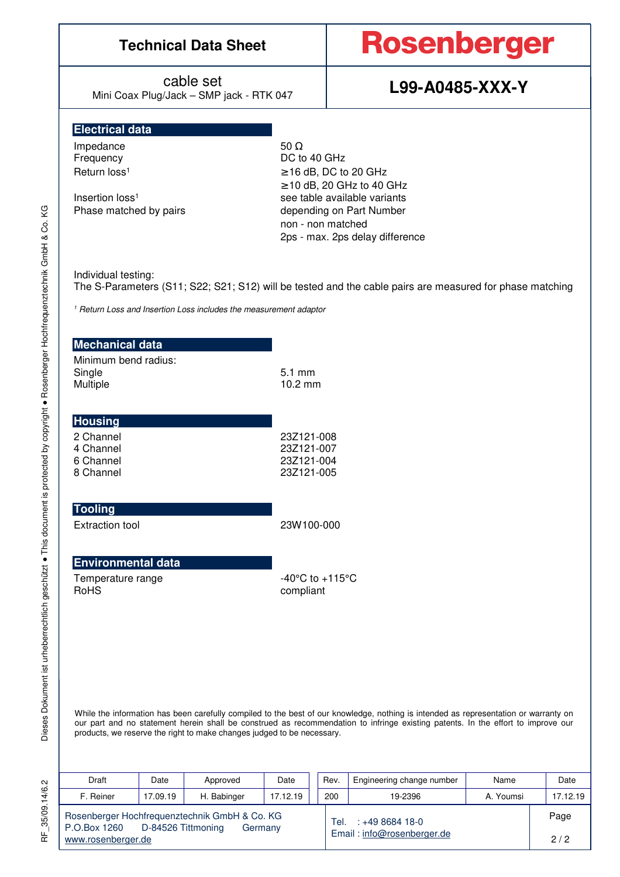# Technical Data Sheet

**Rosenberger**

cable set
Mini Coax Plug/Jack – SMP jack - RTK 047

**L99-A0485-XXX-Y**

## Electrical data

| | |
|---|---|
| Impedance | 50 Ω |
| Frequency | DC to 40 GHz |
| Return loss[1] | ≥16 dB, DC to 20 GHz<br>≥10 dB, 20 GHz to 40 GHz |
| Insertion loss[1] | see table available variants |
| Phase matched by pairs | depending on Part Number<br>non - non matched<br>2ps - max. 2ps delay difference |

Individual testing:
The S-Parameters (S11; S22; S21; S12) will be tested and the cable pairs are measured for phase matching

*[1] Return Loss and Insertion Loss includes the measurement adaptor*

## Mechanical data

| | |
|---|---|
| Minimum bend radius: | |
| Single | 5.1 mm |
| Multiple | 10.2 mm |

## Housing

| | |
|---|---|
| 2 Channel | 23Z121-008 |
| 4 Channel | 23Z121-007 |
| 6 Channel | 23Z121-004 |
| 8 Channel | 23Z121-005 |

## Tooling

| | |
|---|---|
| Extraction tool | 23W100-000 |

## Environmental data

| | |
|---|---|
| Temperature range | -40°C to +115°C |
| RoHS | compliant |

While the information has been carefully compiled to the best of our knowledge, nothing is intended as representation or warranty on our part and no statement herein shall be construed as recommendation to infringe existing patents. In the effort to improve our products, we reserve the right to make changes judged to be necessary.

| Draft | Date | Approved | Date | Rev. | Engineering change number | Name | Date |
|---|---|---|---|---|---|---|---|
| F. Reiner | 17.09.19 | H. Babinger | 17.12.19 | 200 | 19-2396 | A. Youmsi | 17.12.19 |

Rosenberger Hochfrequenztechnik GmbH & Co. KG
P.O.Box 1260 D-84526 Tittmoning Germany
www.rosenberger.de

Tel. : +49 8684 18-0
Email : info@rosenberger.de

Dieses Dokument ist urheberrechtlich geschützt ● This document is protected by copyright ● Rosenberger Hochfrequenztechnik GmbH & Co. KG

RF_35/09.14/6.2